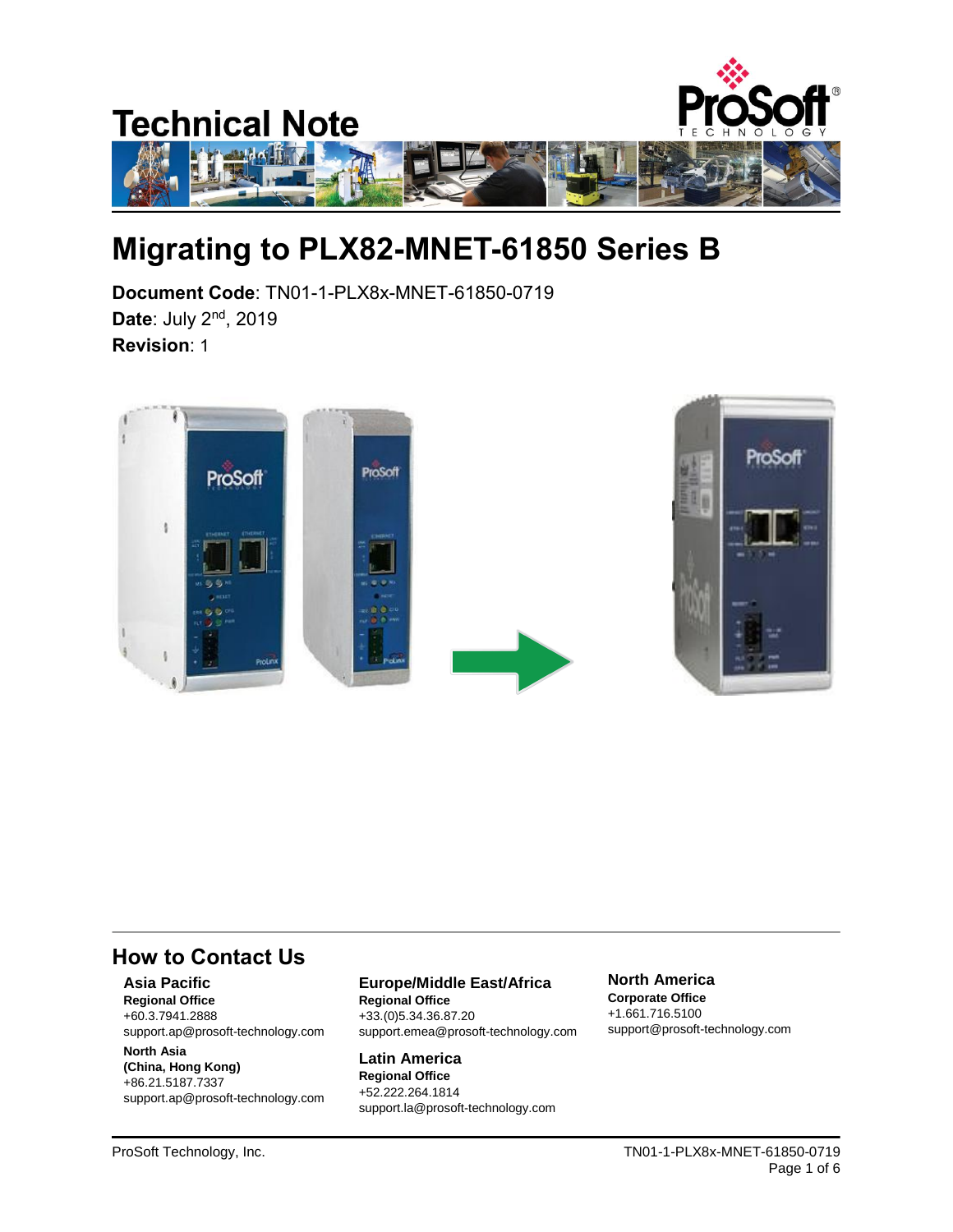# Technical Note

# Migrating to PLX82-MNET-61850 Series B

**Document Code**: TN01-1-PLX8x-MNET-61850-0719
**Date**: July 2nd, 2019
**Revision**: 1

## How to Contact Us

**Asia Pacific**
**Regional Office**
+60.3.7941.2888
support.ap@prosoft-technology.com

**North Asia**
**(China, Hong Kong)**
+86.21.5187.7337
support.ap@prosoft-technology.com

**Europe/Middle East/Africa**
**Regional Office**
+33.(0)5.34.36.87.20
support.emea@prosoft-technology.com

**Latin America**
**Regional Office**
+52.222.264.1814
support.la@prosoft-technology.com

**North America**
**Corporate Office**
+1.661.716.5100
support@prosoft-technology.com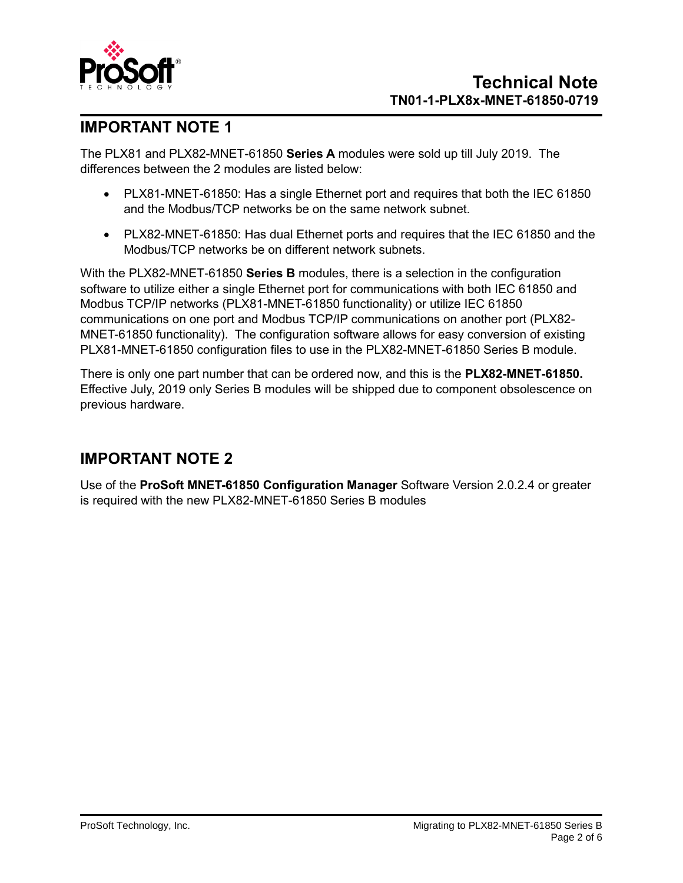## IMPORTANT NOTE 1

The PLX81 and PLX82-MNET-61850 **Series A** modules were sold up till July 2019. The differences between the 2 modules are listed below:

- PLX81-MNET-61850: Has a single Ethernet port and requires that both the IEC 61850 and the Modbus/TCP networks be on the same network subnet.
- PLX82-MNET-61850: Has dual Ethernet ports and requires that the IEC 61850 and the Modbus/TCP networks be on different network subnets.

With the PLX82-MNET-61850 **Series B** modules, there is a selection in the configuration software to utilize either a single Ethernet port for communications with both IEC 61850 and Modbus TCP/IP networks (PLX81-MNET-61850 functionality) or utilize IEC 61850 communications on one port and Modbus TCP/IP communications on another port (PLX82-MNET-61850 functionality). The configuration software allows for easy conversion of existing PLX81-MNET-61850 configuration files to use in the PLX82-MNET-61850 Series B module.

There is only one part number that can be ordered now, and this is the **PLX82-MNET-61850.** Effective July, 2019 only Series B modules will be shipped due to component obsolescence on previous hardware.

## IMPORTANT NOTE 2

Use of the **ProSoft MNET-61850 Configuration Manager** Software Version 2.0.2.4 or greater is required with the new PLX82-MNET-61850 Series B modules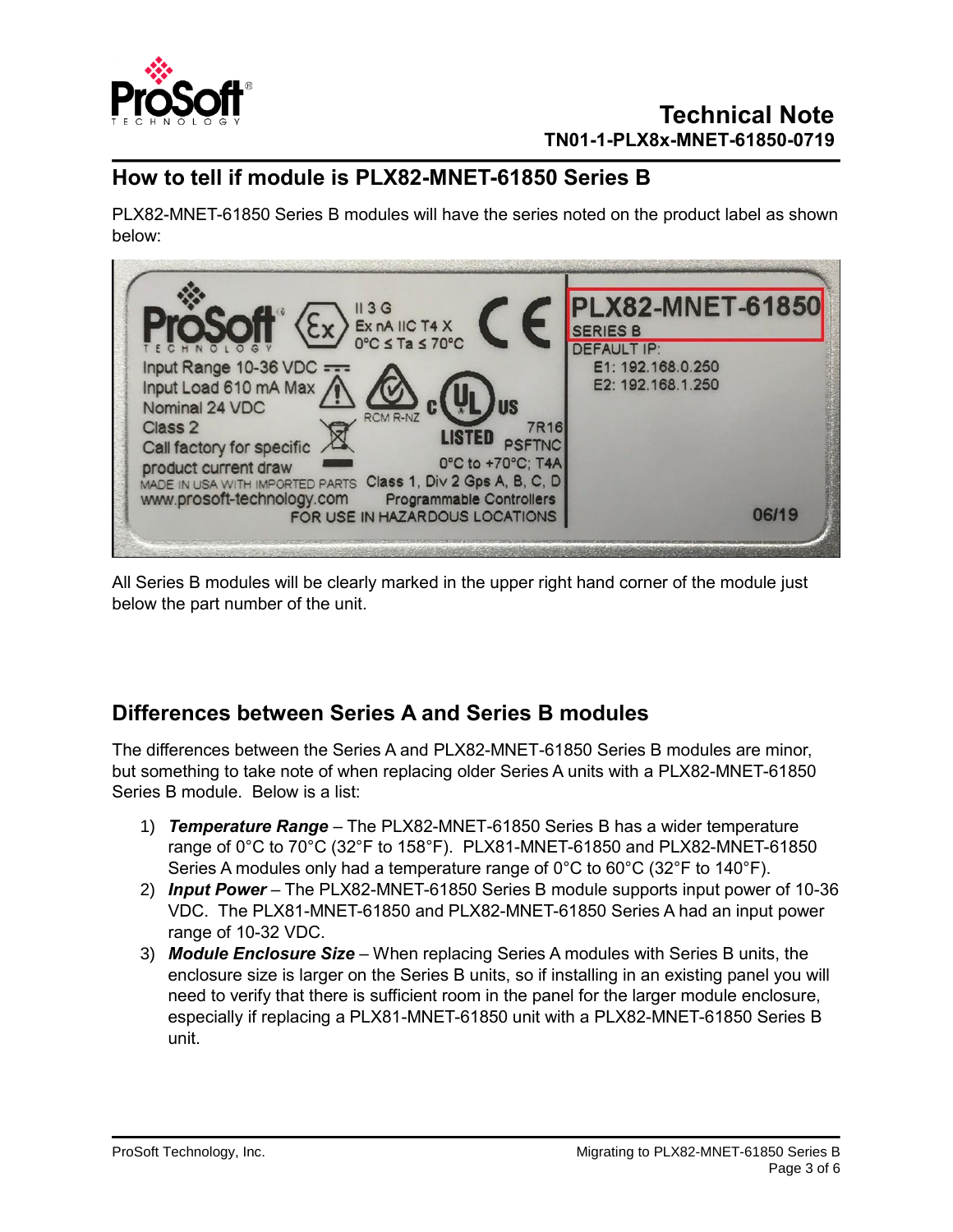## How to tell if module is PLX82-MNET-61850 Series B

PLX82-MNET-61850 Series B modules will have the series noted on the product label as shown below:

All Series B modules will be clearly marked in the upper right hand corner of the module just below the part number of the unit.

## Differences between Series A and Series B modules

The differences between the Series A and PLX82-MNET-61850 Series B modules are minor, but something to take note of when replacing older Series A units with a PLX82-MNET-61850 Series B module. Below is a list:

1) ***Temperature Range*** – The PLX82-MNET-61850 Series B has a wider temperature range of 0°C to 70°C (32°F to 158°F). PLX81-MNET-61850 and PLX82-MNET-61850 Series A modules only had a temperature range of 0°C to 60°C (32°F to 140°F).
2) ***Input Power*** – The PLX82-MNET-61850 Series B module supports input power of 10-36 VDC. The PLX81-MNET-61850 and PLX82-MNET-61850 Series A had an input power range of 10-32 VDC.
3) ***Module Enclosure Size*** – When replacing Series A modules with Series B units, the enclosure size is larger on the Series B units, so if installing in an existing panel you will need to verify that there is sufficient room in the panel for the larger module enclosure, especially if replacing a PLX81-MNET-61850 unit with a PLX82-MNET-61850 Series B unit.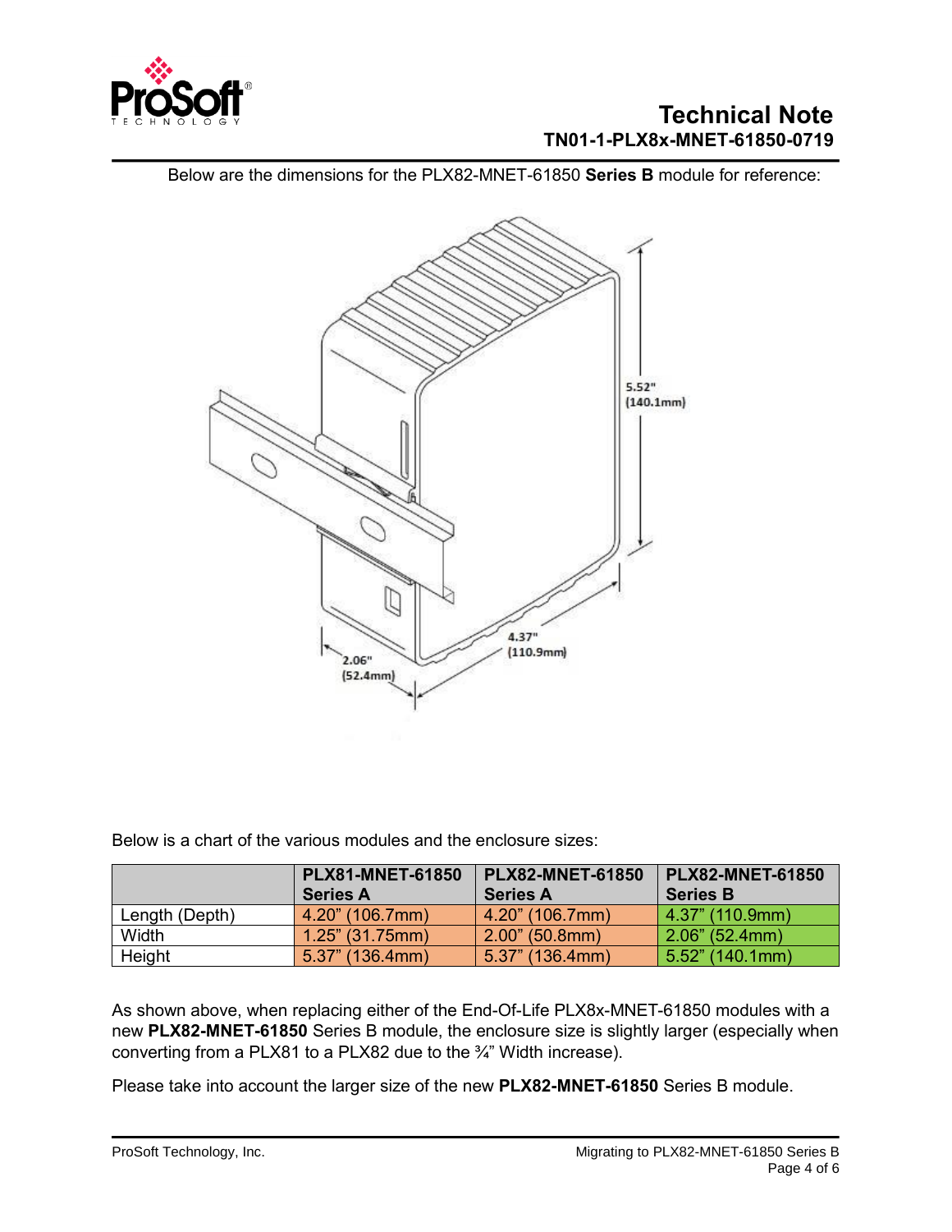Below are the dimensions for the PLX82-MNET-61850 **Series B** module for reference:

5.52" (140.1mm)

4.37" (110.9mm)

2.06" (52.4mm)

Below is a chart of the various modules and the enclosure sizes:

| | PLX81-MNET-61850 Series A | PLX82-MNET-61850 Series A | PLX82-MNET-61850 Series B |
|---|---|---|---|
| Length (Depth) | 4.20" (106.7mm) | 4.20" (106.7mm) | 4.37" (110.9mm) |
| Width | 1.25" (31.75mm) | 2.00" (50.8mm) | 2.06" (52.4mm) |
| Height | 5.37" (136.4mm) | 5.37" (136.4mm) | 5.52" (140.1mm) |

As shown above, when replacing either of the End-Of-Life PLX8x-MNET-61850 modules with a new **PLX82-MNET-61850** Series B module, the enclosure size is slightly larger (especially when converting from a PLX81 to a PLX82 due to the ¾" Width increase).

Please take into account the larger size of the new **PLX82-MNET-61850** Series B module.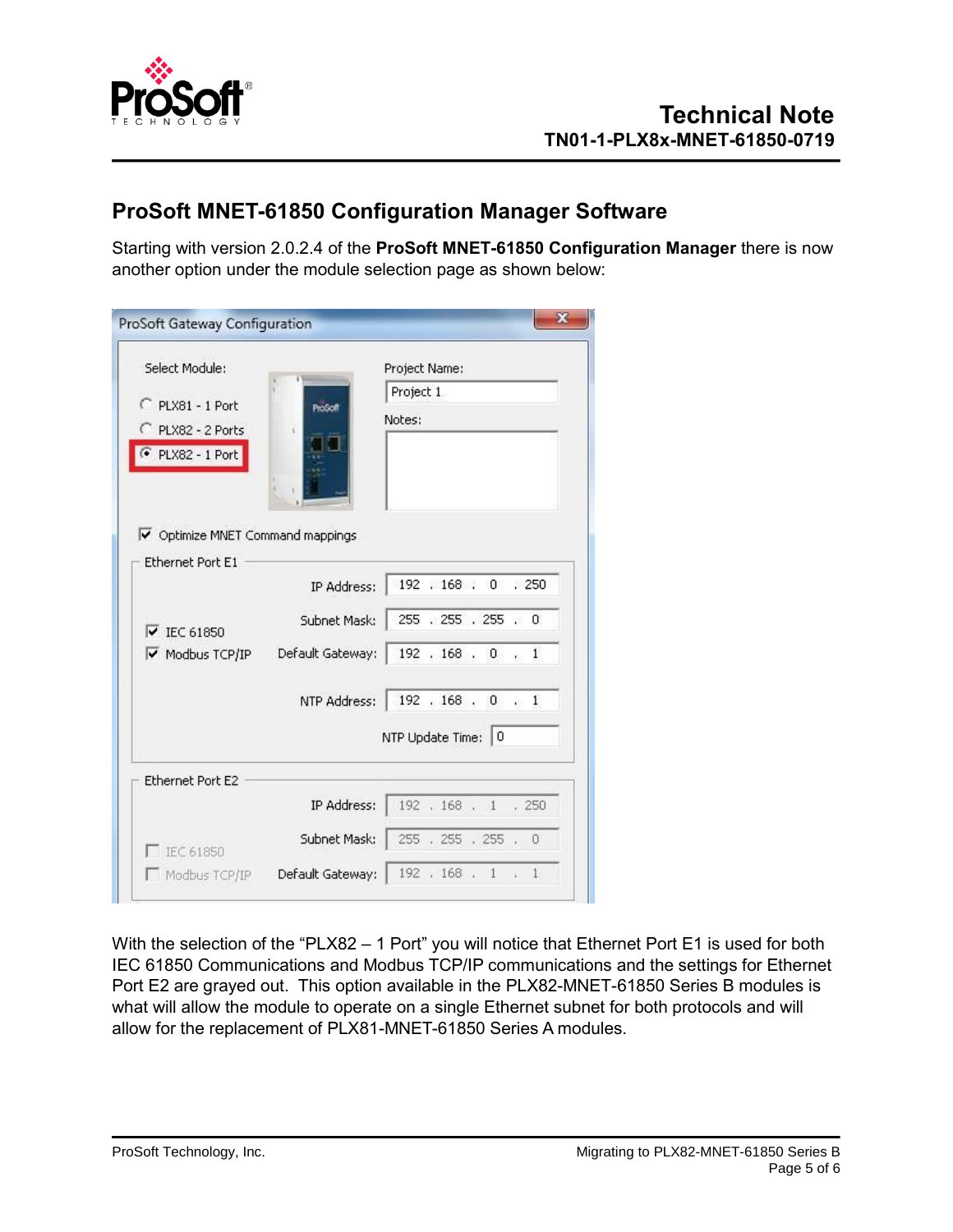## ProSoft MNET-61850 Configuration Manager Software

Starting with version 2.0.2.4 of the **ProSoft MNET-61850 Configuration Manager** there is now another option under the module selection page as shown below:

With the selection of the "PLX82 – 1 Port" you will notice that Ethernet Port E1 is used for both IEC 61850 Communications and Modbus TCP/IP communications and the settings for Ethernet Port E2 are grayed out. This option available in the PLX82-MNET-61850 Series B modules is what will allow the module to operate on a single Ethernet subnet for both protocols and will allow for the replacement of PLX81-MNET-61850 Series A modules.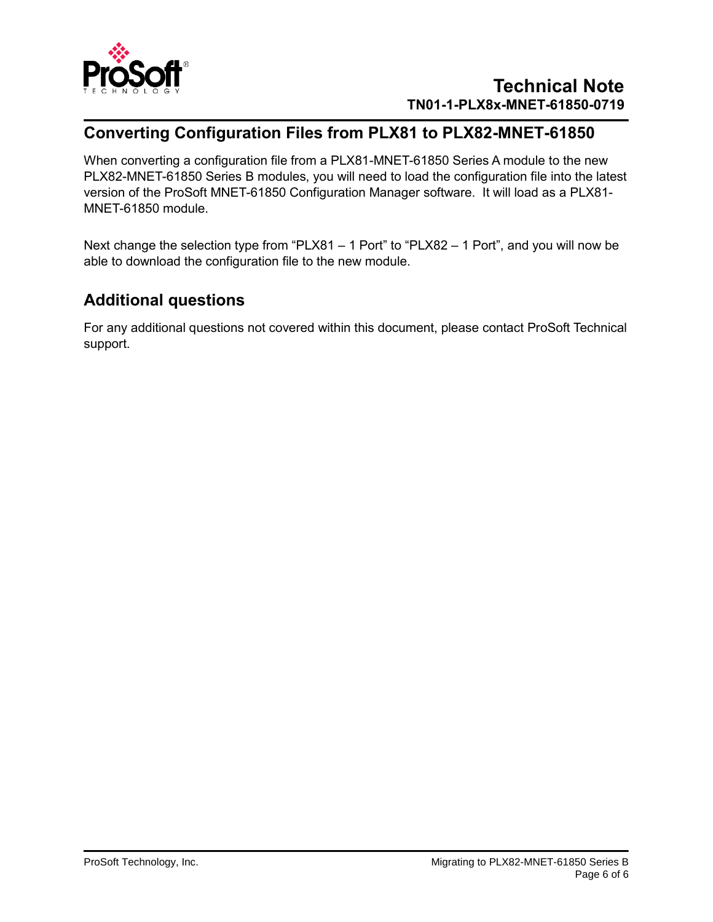## Converting Configuration Files from PLX81 to PLX82-MNET-61850

When converting a configuration file from a PLX81-MNET-61850 Series A module to the new PLX82-MNET-61850 Series B modules, you will need to load the configuration file into the latest version of the ProSoft MNET-61850 Configuration Manager software. It will load as a PLX81-MNET-61850 module.

Next change the selection type from "PLX81 – 1 Port" to "PLX82 – 1 Port", and you will now be able to download the configuration file to the new module.

## Additional questions

For any additional questions not covered within this document, please contact ProSoft Technical support.